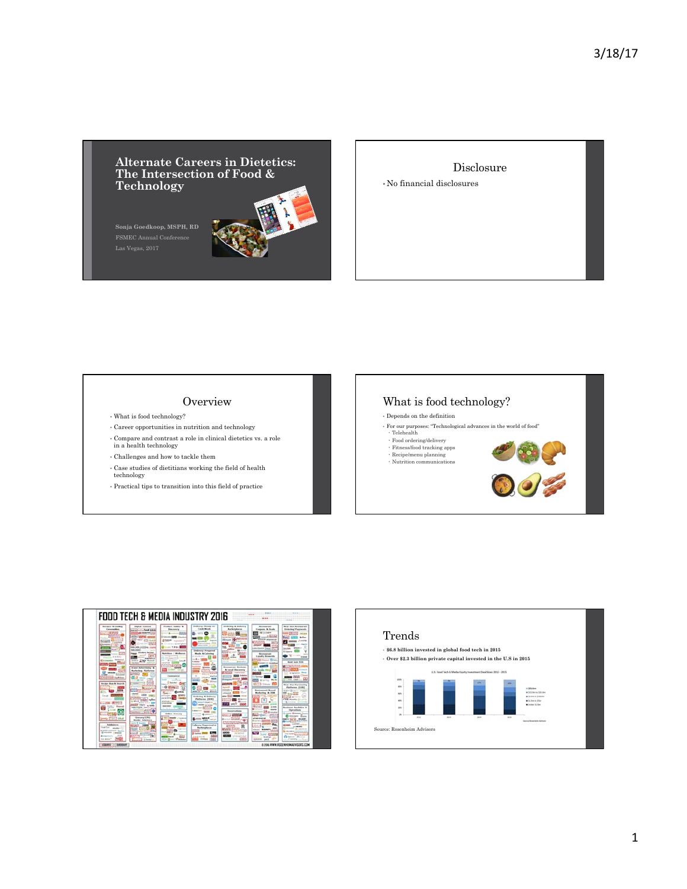# Alternate Careers in Dietetics: The Intersection of Food & Technology

Sonja Goedkoop, MSPH, RD

FSMEC Annual Conference

Las Vegas, 2017

## Disclosure

- No financial disclosures

## Overview

- What is food technology?
- Career opportunities in nutrition and technology
- Compare and contrast a role in clinical dietetics vs. a role in a health technology
- Challenges and how to tackle them
- Case studies of dietitians working the field of health technology
- Practical tips to transition into this field of practice

## What is food technology?

- Depends on the definition
- For our purposes: "Technological advances in the world of food"
  - Telehealth
  - Food ordering/delivery
  - Fitness/food tracking apps
  - Recipe/menu planning
  - Nutrition communications

## FOOD TECH & MEDIA INDUSTRY 2016

## Trends

- **$6.8 billion invested in global food tech in 2015**
- **Over $2.3 billion private capital invested in the U.S in 2015**

Source: Rosenheim Advisors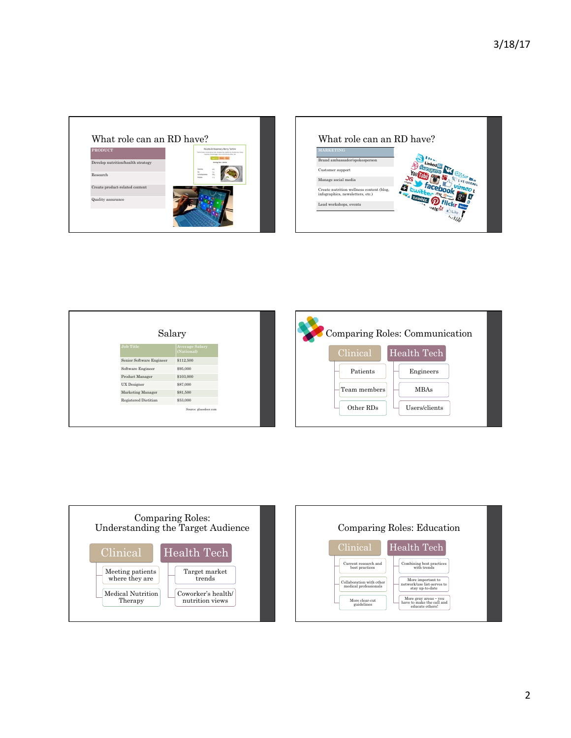## What role can an RD have?

| PRODUCT |
|---|
| Develop nutrition/health strategy |
| Research |
| Create product-related content |
| Quality assurance |

## What role can an RD have?

| MARKETING |
|---|
| Brand ambassador/spokesperson |
| Customer support |
| Manage social media |
| Create nutrition wellness content (blog, infographics, newsletters, etc.) |
| Lead workshops, events |

## Salary

| Job Title | Average Salary (National) |
|---|---|
| Senior Software Engineer | $112,500 |
| Software Engineer | $95,000 |
| Product Manager | $103,000 |
| UX Designer | $87,000 |
| Marketing Manager | $81,500 |
| Registered Dietitian | $53,000 |

Source: glassdoor.com

## Comparing Roles: Communication

**Clinical**
- Patients
- Team members
- Other RDs

**Health Tech**
- Engineers
- MBAs
- Users/clients

## Comparing Roles: Understanding the Target Audience

**Clinical**
- Meeting patients where they are
- Medical Nutrition Therapy

**Health Tech**
- Target market trends
- Coworker's health/ nutrition views

## Comparing Roles: Education

**Clinical**
- Current research and best practices
- Collaboration with other medical professionals
- More clear-cut guidelines

**Health Tech**
- Combining best practices with trends
- More important to network/use list-serves to stay up-to-date
- More gray areas – you have to make the call and educate others!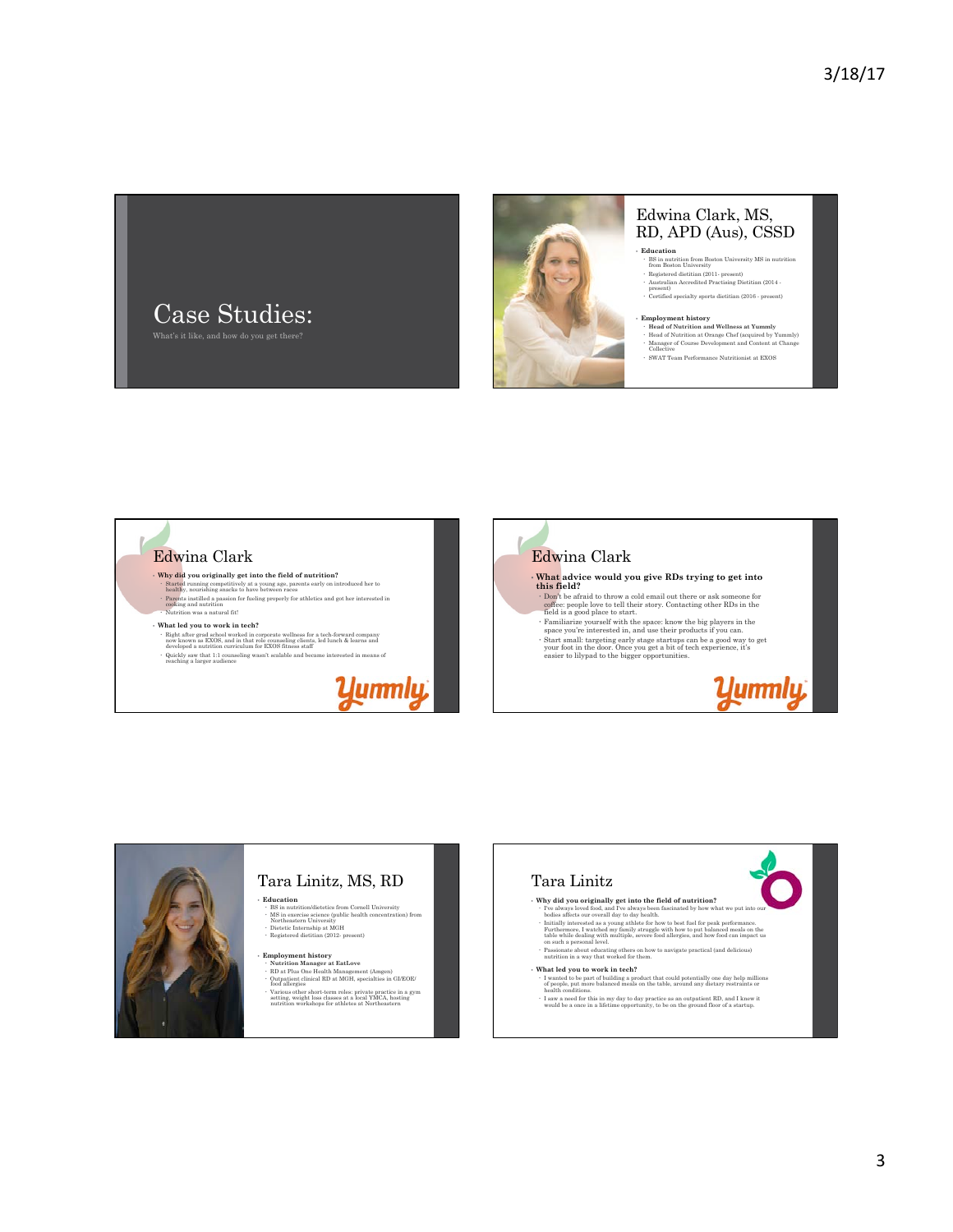# Case Studies:

What's it like, and how do you get there?

## Edwina Clark, MS, RD, APD (Aus), CSSD

- **Education**
  - BS in nutrition from Boston University MS in nutrition from Boston University
  - Registered dietitian (2011- present)
  - Australian Accredited Practising Dietitian (2014 - present)
  - Certified specialty sports dietitian (2016 - present)
- **Employment history**
  - **Head of Nutrition and Wellness at Yummly**
  - Head of Nutrition at Orange Chef (acquired by Yummly)
  - Manager of Course Development and Content at Change Collective
  - SWAT Team Performance Nutritionist at EXOS

## Edwina Clark

- **Why did you originally get into the field of nutrition?**
  - Started running competitively at a young age, parents early on introduced her to healthy, nourishing snacks to have between races
  - Parents instilled a passion for fueling properly for athletics and got her interested in cooking and nutrition
  - Nutrition was a natural fit!
- **What led you to work in tech?**
  - Right after grad school worked in corporate wellness for a tech-forward company now known as EXOS, and in that role counseling clients, led lunch & learns and developed a nutrition curriculum for EXOS fitness staff
  - Quickly saw that 1:1 counseling wasn't scalable and became interested in means of reaching a larger audience

Yummly

## Edwina Clark

- **What advice would you give RDs trying to get into this field?**
  - Don't be afraid to throw a cold email out there or ask someone for coffee: people love to tell their story. Contacting other RDs in the field is a good place to start.
  - Familiarize yourself with the space: know the big players in the space you're interested in, and use their products if you can.
  - Start small: targeting early stage startups can be a good way to get your foot in the door. Once you get a bit of tech experience, it's easier to lilypad to the bigger opportunities.

Yummly

## Tara Linitz, MS, RD

- **Education**
  - BS in nutrition/dietetics from Cornell University
  - MS in exercise science (public health concentration) from Northeastern University
  - Dietetic Internship at MGH
  - Registered dietitian (2012- present)
- **Employment history**
  - **Nutrition Manager at EatLove**
  - RD at Plus One Health Management (Amgen)
  - Outpatient clinical RD at MGH, specialties in GI/EOE/ food allergies
  - Various other short-term roles: private practice in a gym setting, weight loss classes at a local YMCA, hosting nutrition workshops for athletes at Northeastern

## Tara Linitz

- **Why did you originally get into the field of nutrition?**
  - I've always loved food, and I've always been fascinated by how what we put into our bodies affects our overall day to day health.
  - Initially interested as a young athlete for how to best fuel for peak performance. Furthermore, I watched my family struggle with how to put balanced meals on the table while dealing with multiple, severe food allergies, and how food can impact us on such a personal level.
  - Passionate about educating others on how to navigate practical (and delicious) nutrition in a way that worked for them.
- **What led you to work in tech?**
  - I wanted to be part of building a product that could potentially one day help millions of people, put more balanced meals on the table, around any dietary restraints or health conditions.
  - I saw a need for this in my day to day practice as an outpatient RD, and I knew it would be a once in a lifetime opportunity, to be on the ground floor of a startup.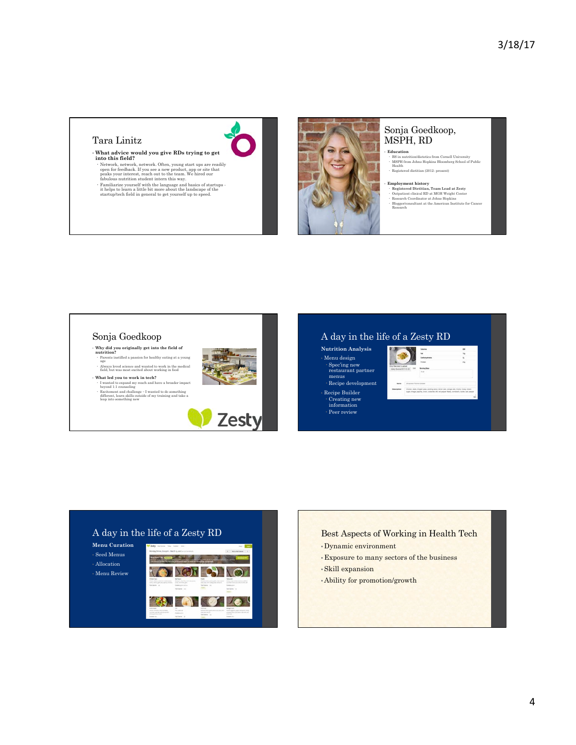## Tara Linitz

- **What advice would you give RDs trying to get into this field?**
  - Network, network, network. Often, young start ups are readily open for feedback. If you see a new product, app or site that peaks your interest, reach out to the team. We hired our fabulous nutrition student intern this way.
  - Familiarize yourself with the language and basics of startups - it helps to learn a little bit more about the landscape of the startup/tech field in general to get yourself up to speed.

## Sonja Goedkoop, MSPH, RD

- **Education**
  - BS in nutrition/dietetics from Cornell University
  - MSPH from Johns Hopkins Bloomberg School of Public Health
  - Registered dietitian (2012- present)
- **Employment history**
  - Registered Dietitian, Team Lead at Zesty
  - Outpatient clinical RD at MGH Weight Center
  - Research Coordinator at Johns Hopkins
  - Blogger/consultant at the American Institute for Cancer Research

## Sonja Goedkoop

- **Why did you originally get into the field of nutrition?**
  - Parents instilled a passion for healthy eating at a young age
  - Always loved science and wanted to work in the medical field, but was most excited about working in food
- **What led you to work in tech?**
  - I wanted to expand my reach and have a broader impact beyond 1:1 counseling
  - Excitement and challenge - I wanted to do something different, learn skills outside of my training and take a leap into something new

Zesty

## A day in the life of a Zesty RD

**Nutrition Analysis**

- Menu design
  - Spec'ing new restaurant partner menus
  - Recipe development
- Recipe Builder
  - Creating new information
  - Peer review

## A day in the life of a Zesty RD

**Menu Curation**

- Seed Menus
- Allocation
- Menu Review

## Best Aspects of Working in Health Tech

- Dynamic environment
- Exposure to many sectors of the business
- Skill expansion
- Ability for promotion/growth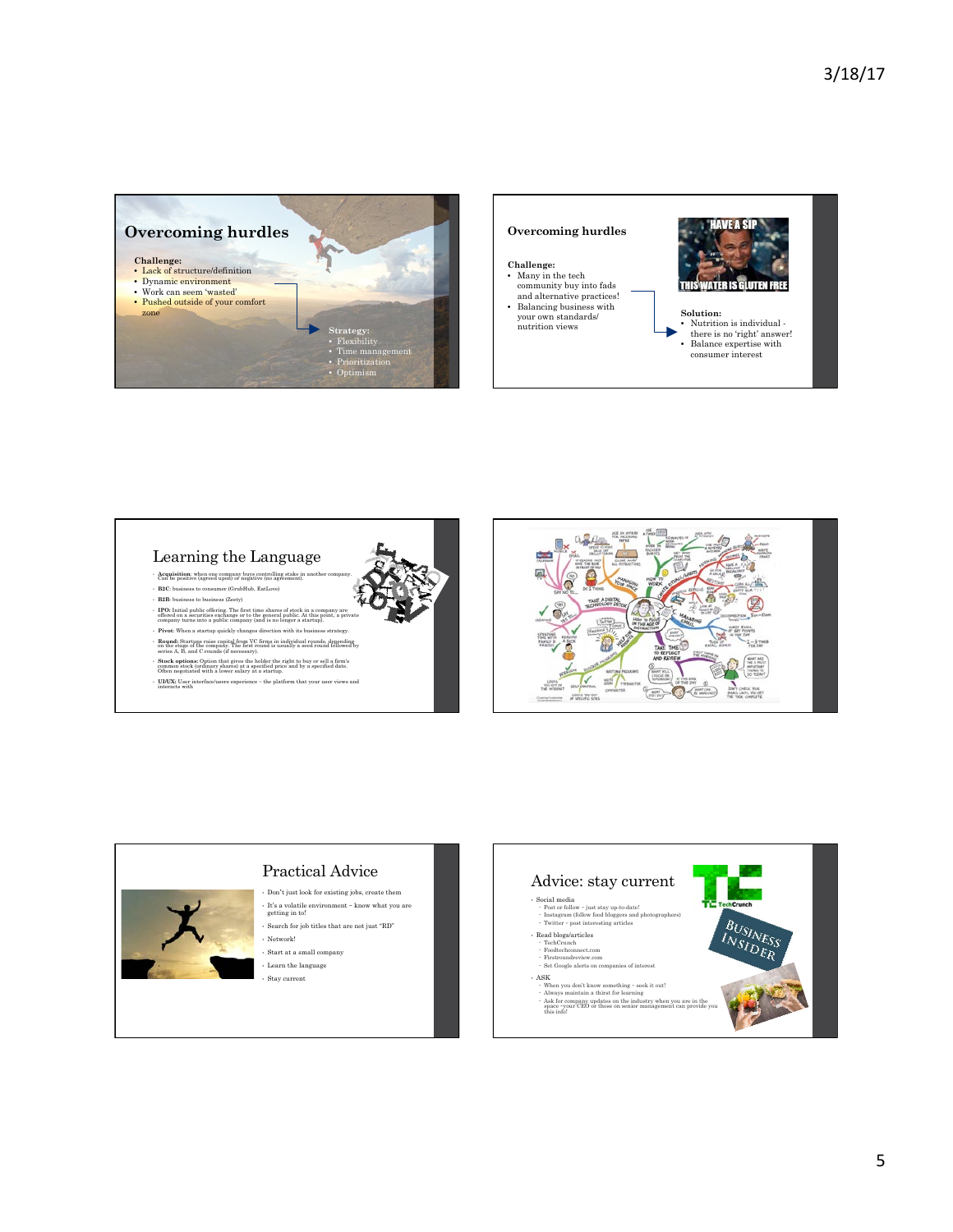## Overcoming hurdles

**Challenge:**
- Lack of structure/definition
- Dynamic environment
- Work can seem 'wasted'
- Pushed outside of your comfort zone

**Strategy:**
- Flexibility
- Time management
- Prioritization
- Optimism

## Overcoming hurdles

**Challenge:**
- Many in the tech community buy into fads and alternative practices!
- Balancing business with your own standards/ nutrition views

**Solution:**
- Nutrition is individual - there is no 'right' answer!
- Balance expertise with consumer interest

## Learning the Language

- **Acquisition**: when one company buys controlling stake in another company. Can be positive (agreed upon) or negative (no agreement).
- **B2C**: business to consumer (GrubHub, EatLove)
- **B2B**: business to business (Zesty)
- **IPO**: Initial public offering. The first time shares of stock in a company are offered on a securities exchange or to the general public. At this point, a private company turns into a public company (and is no longer a startup).
- **Pivot**: When a startup quickly changes direction with its business strategy.
- **Round**: Startups raise capital from VC firms in individual rounds, depending on the stage of the company. The first round is usually a seed round followed by series A, B, and C rounds (if necessary).
- **Stock options**: Option that gives the holder the right to buy or sell a firm's common stock (ordinary shares) at a specified price and by a specified date. Often negotiated with a lower salary at a startup.
- **UI/UX**: User interface/users experience - the platform that your user views and interacts with

## Practical Advice

- Don't just look for existing jobs, create them
- It's a volatile environment - know what you are getting in to!
- Search for job titles that are not just "RD"
- Network!
- Start at a small company
- Learn the language
- Stay current

## Advice: stay current

- Social media
  - Post or follow - just stay up-to-date!
  - Instagram (follow food bloggers and photographers)
  - Twitter - post interesting articles
- Read blogs/articles
  - TechCrunch
  - Foodtechconnect.com
  - Firstroundreview.com
  - Set Google alerts on companies of interest
- ASK
  - When you don't know something - seek it out!
  - Always maintain a thirst for learning
  - Ask for company updates on the industry when you are in the space –your CEO or those on senior management can provide you this info!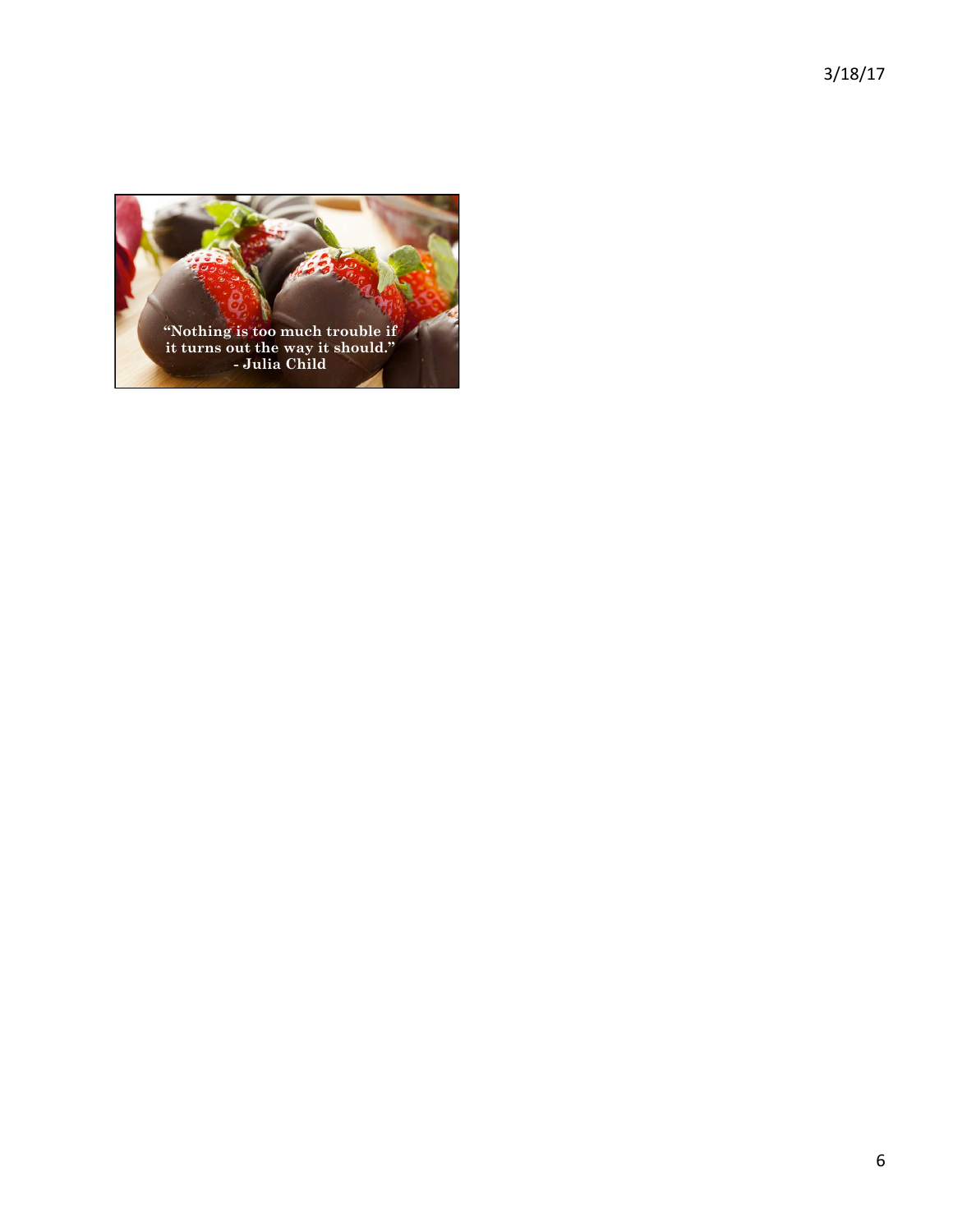"Nothing is too much trouble if it turns out the way it should."
- Julia Child